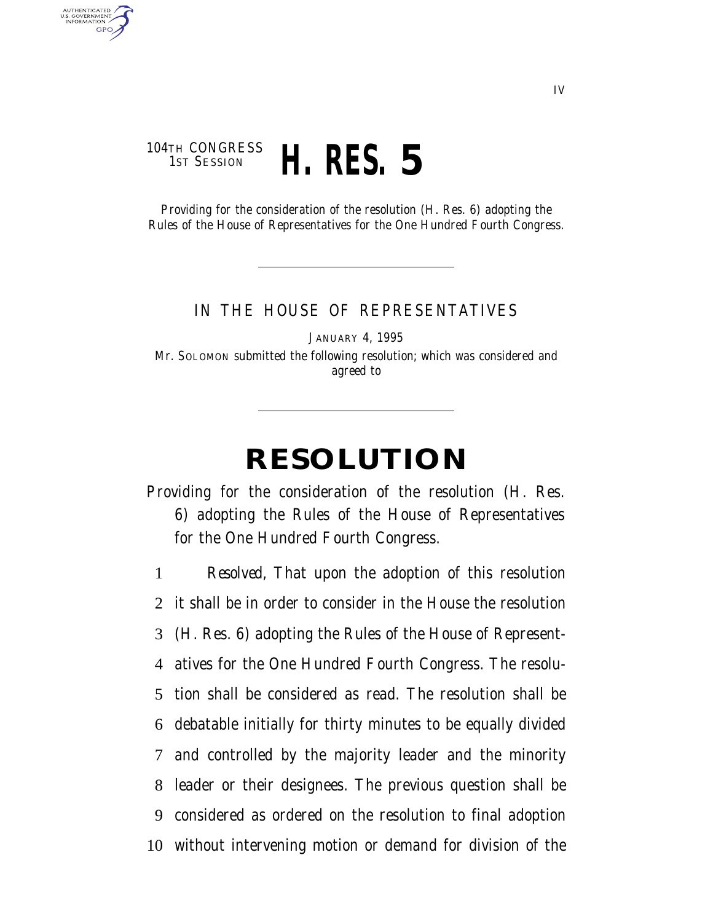IV

104TH CONGRESS
1ST SESSION

# H. RES. 5

Providing for the consideration of the resolution (H. Res. 6) adopting the Rules of the House of Representatives for the One Hundred Fourth Congress.

---

IN THE HOUSE OF REPRESENTATIVES

JANUARY 4, 1995

Mr. SOLOMON submitted the following resolution; which was considered and agreed to

---

# RESOLUTION

Providing for the consideration of the resolution (H. Res. 6) adopting the Rules of the House of Representatives for the One Hundred Fourth Congress.

1 *Resolved*, That upon the adoption of this resolution
2 it shall be in order to consider in the House the resolution
3 (H. Res. 6) adopting the Rules of the House of Represent-
4 atives for the One Hundred Fourth Congress. The resolu-
5 tion shall be considered as read. The resolution shall be
6 debatable initially for thirty minutes to be equally divided
7 and controlled by the majority leader and the minority
8 leader or their designees. The previous question shall be
9 considered as ordered on the resolution to final adoption
10 without intervening motion or demand for division of the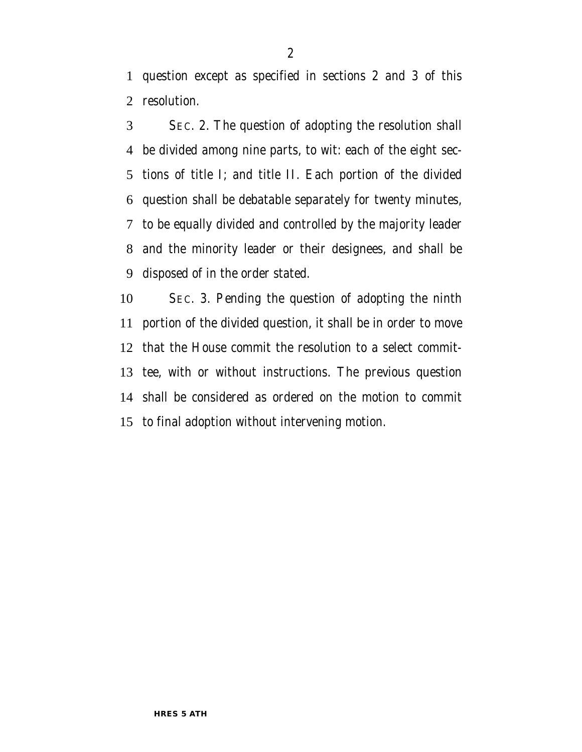question except as specified in sections 2 and 3 of this resolution.

SEC. 2. The question of adopting the resolution shall be divided among nine parts, to wit: each of the eight sections of title I; and title II. Each portion of the divided question shall be debatable separately for twenty minutes, to be equally divided and controlled by the majority leader and the minority leader or their designees, and shall be disposed of in the order stated.

SEC. 3. Pending the question of adopting the ninth portion of the divided question, it shall be in order to move that the House commit the resolution to a select committee, with or without instructions. The previous question shall be considered as ordered on the motion to commit to final adoption without intervening motion.